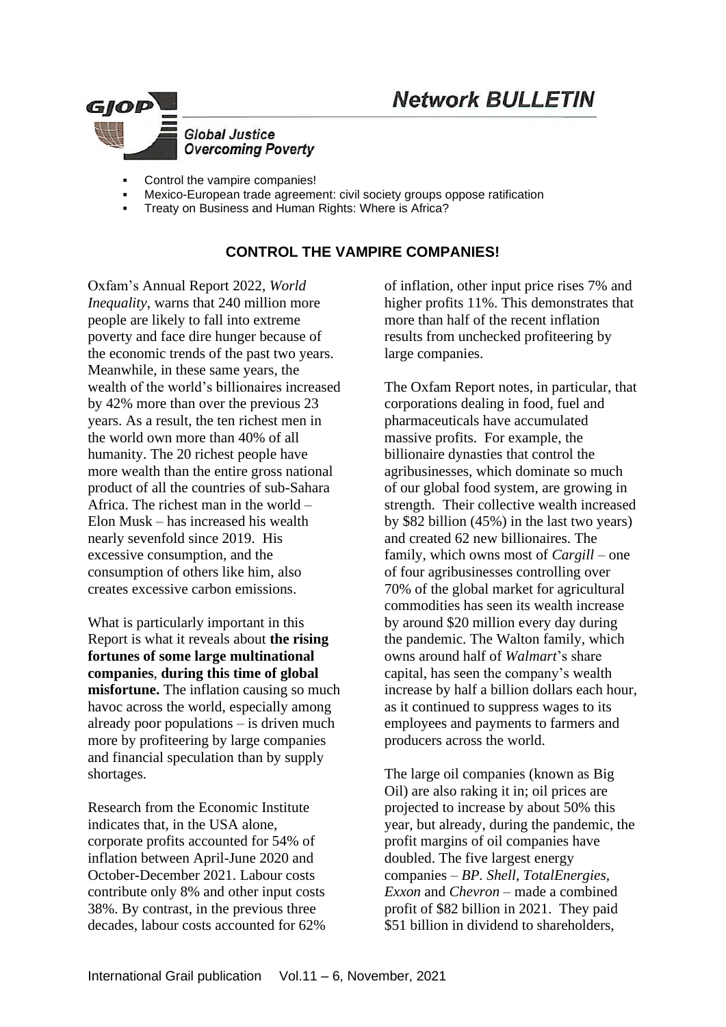# Network BULLETIN

**Global Justice Overcoming Poverty**

- Control the vampire companies!
- Mexico-European trade agreement: civil society groups oppose ratification
- Treaty on Business and Human Rights: Where is Africa?

## CONTROL THE VAMPIRE COMPANIES!

Oxfam's Annual Report 2022, *World Inequality*, warns that 240 million more people are likely to fall into extreme poverty and face dire hunger because of the economic trends of the past two years. Meanwhile, in these same years, the wealth of the world's billionaires increased by 42% more than over the previous 23 years. As a result, the ten richest men in the world own more than 40% of all humanity. The 20 richest people have more wealth than the entire gross national product of all the countries of sub-Sahara Africa. The richest man in the world – Elon Musk – has increased his wealth nearly sevenfold since 2019. His excessive consumption, and the consumption of others like him, also creates excessive carbon emissions.

What is particularly important in this Report is what it reveals about **the rising fortunes of some large multinational companies**, **during this time of global misfortune.** The inflation causing so much havoc across the world, especially among already poor populations – is driven much more by profiteering by large companies and financial speculation than by supply shortages.

Research from the Economic Institute indicates that, in the USA alone, corporate profits accounted for 54% of inflation between April-June 2020 and October-December 2021. Labour costs contribute only 8% and other input costs 38%. By contrast, in the previous three decades, labour costs accounted for 62% of inflation, other input price rises 7% and higher profits 11%. This demonstrates that more than half of the recent inflation results from unchecked profiteering by large companies.

The Oxfam Report notes, in particular, that corporations dealing in food, fuel and pharmaceuticals have accumulated massive profits. For example, the billionaire dynasties that control the agribusinesses, which dominate so much of our global food system, are growing in strength. Their collective wealth increased by $82 billion (45%) in the last two years) and created 62 new billionaires. The family, which owns most of *Cargill* – one of four agribusinesses controlling over 70% of the global market for agricultural commodities has seen its wealth increase by around $20 million every day during the pandemic. The Walton family, which owns around half of *Walmart*'s share capital, has seen the company's wealth increase by half a billion dollars each hour, as it continued to suppress wages to its employees and payments to farmers and producers across the world.

The large oil companies (known as Big Oil) are also raking it in; oil prices are projected to increase by about 50% this year, but already, during the pandemic, the profit margins of oil companies have doubled. The five largest energy companies – *BP. Shell, TotalEnergies, Exxon* and *Chevron* – made a combined profit of $82 billion in 2021. They paid $51 billion in dividend to shareholders,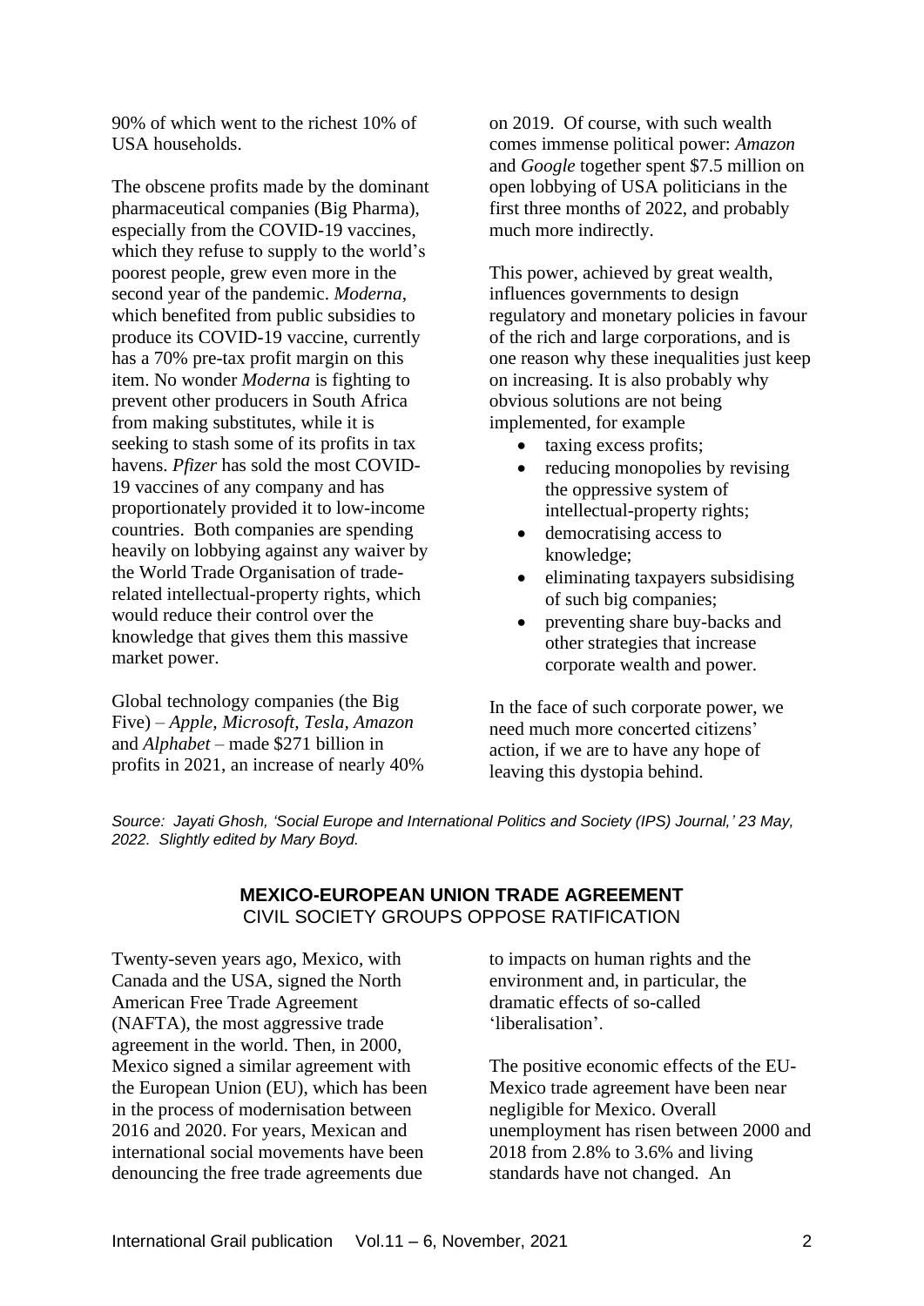90% of which went to the richest 10% of USA households.

The obscene profits made by the dominant pharmaceutical companies (Big Pharma), especially from the COVID-19 vaccines, which they refuse to supply to the world's poorest people, grew even more in the second year of the pandemic. *Moderna*, which benefited from public subsidies to produce its COVID-19 vaccine, currently has a 70% pre-tax profit margin on this item. No wonder *Moderna* is fighting to prevent other producers in South Africa from making substitutes, while it is seeking to stash some of its profits in tax havens. *Pfizer* has sold the most COVID-19 vaccines of any company and has proportionately provided it to low-income countries. Both companies are spending heavily on lobbying against any waiver by the World Trade Organisation of trade-related intellectual-property rights, which would reduce their control over the knowledge that gives them this massive market power.

Global technology companies (the Big Five) – *Apple*, *Microsoft*, *Tesla*, *Amazon* and *Alphabet* – made $271 billion in profits in 2021, an increase of nearly 40% on 2019. Of course, with such wealth comes immense political power: *Amazon* and *Google* together spent $7.5 million on open lobbying of USA politicians in the first three months of 2022, and probably much more indirectly.

This power, achieved by great wealth, influences governments to design regulatory and monetary policies in favour of the rich and large corporations, and is one reason why these inequalities just keep on increasing. It is also probably why obvious solutions are not being implemented, for example

- taxing excess profits;
- reducing monopolies by revising the oppressive system of intellectual-property rights;
- democratising access to knowledge;
- eliminating taxpayers subsidising of such big companies;
- preventing share buy-backs and other strategies that increase corporate wealth and power.

In the face of such corporate power, we need much more concerted citizens' action, if we are to have any hope of leaving this dystopia behind.

*Source: Jayati Ghosh, 'Social Europe and International Politics and Society (IPS) Journal,' 23 May, 2022. Slightly edited by Mary Boyd.*

## MEXICO-EUROPEAN UNION TRADE AGREEMENT
CIVIL SOCIETY GROUPS OPPOSE RATIFICATION

Twenty-seven years ago, Mexico, with Canada and the USA, signed the North American Free Trade Agreement (NAFTA), the most aggressive trade agreement in the world. Then, in 2000, Mexico signed a similar agreement with the European Union (EU), which has been in the process of modernisation between 2016 and 2020. For years, Mexican and international social movements have been denouncing the free trade agreements due to impacts on human rights and the environment and, in particular, the dramatic effects of so-called 'liberalisation'.

The positive economic effects of the EU-Mexico trade agreement have been near negligible for Mexico. Overall unemployment has risen between 2000 and 2018 from 2.8% to 3.6% and living standards have not changed. An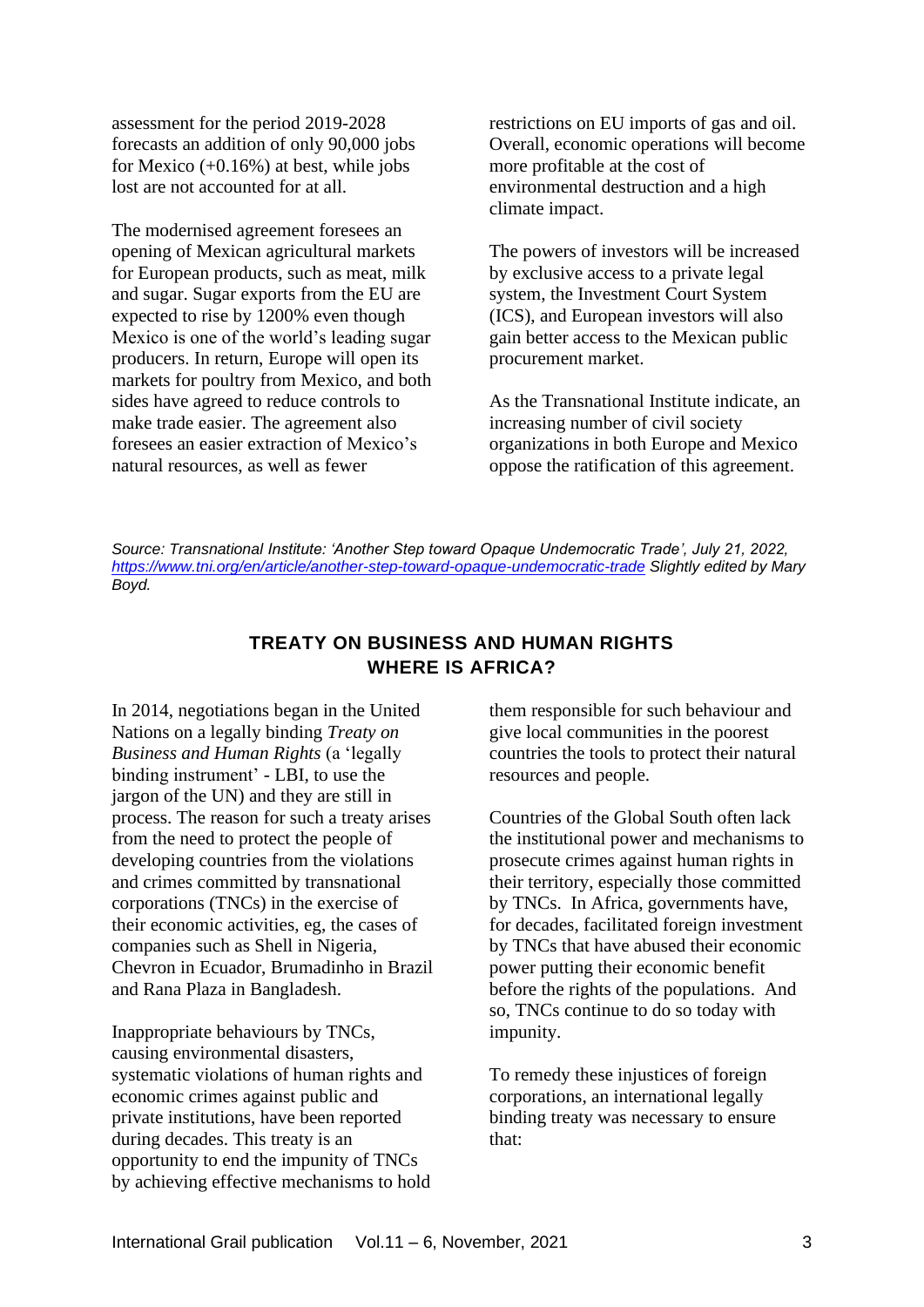assessment for the period 2019-2028 forecasts an addition of only 90,000 jobs for Mexico (+0.16%) at best, while jobs lost are not accounted for at all.

The modernised agreement foresees an opening of Mexican agricultural markets for European products, such as meat, milk and sugar. Sugar exports from the EU are expected to rise by 1200% even though Mexico is one of the world's leading sugar producers. In return, Europe will open its markets for poultry from Mexico, and both sides have agreed to reduce controls to make trade easier. The agreement also foresees an easier extraction of Mexico's natural resources, as well as fewer restrictions on EU imports of gas and oil. Overall, economic operations will become more profitable at the cost of environmental destruction and a high climate impact.

The powers of investors will be increased by exclusive access to a private legal system, the Investment Court System (ICS), and European investors will also gain better access to the Mexican public procurement market.

As the Transnational Institute indicate, an increasing number of civil society organizations in both Europe and Mexico oppose the ratification of this agreement.

*Source: Transnational Institute: 'Another Step toward Opaque Undemocratic Trade', July 21, 2022, https://www.tni.org/en/article/another-step-toward-opaque-undemocratic-trade Slightly edited by Mary Boyd.*

## TREATY ON BUSINESS AND HUMAN RIGHTS WHERE IS AFRICA?

In 2014, negotiations began in the United Nations on a legally binding *Treaty on Business and Human Rights* (a 'legally binding instrument' - LBI, to use the jargon of the UN) and they are still in process. The reason for such a treaty arises from the need to protect the people of developing countries from the violations and crimes committed by transnational corporations (TNCs) in the exercise of their economic activities, eg, the cases of companies such as Shell in Nigeria, Chevron in Ecuador, Brumadinho in Brazil and Rana Plaza in Bangladesh.

Inappropriate behaviours by TNCs, causing environmental disasters, systematic violations of human rights and economic crimes against public and private institutions, have been reported during decades. This treaty is an opportunity to end the impunity of TNCs by achieving effective mechanisms to hold them responsible for such behaviour and give local communities in the poorest countries the tools to protect their natural resources and people.

Countries of the Global South often lack the institutional power and mechanisms to prosecute crimes against human rights in their territory, especially those committed by TNCs. In Africa, governments have, for decades, facilitated foreign investment by TNCs that have abused their economic power putting their economic benefit before the rights of the populations. And so, TNCs continue to do so today with impunity.

To remedy these injustices of foreign corporations, an international legally binding treaty was necessary to ensure that: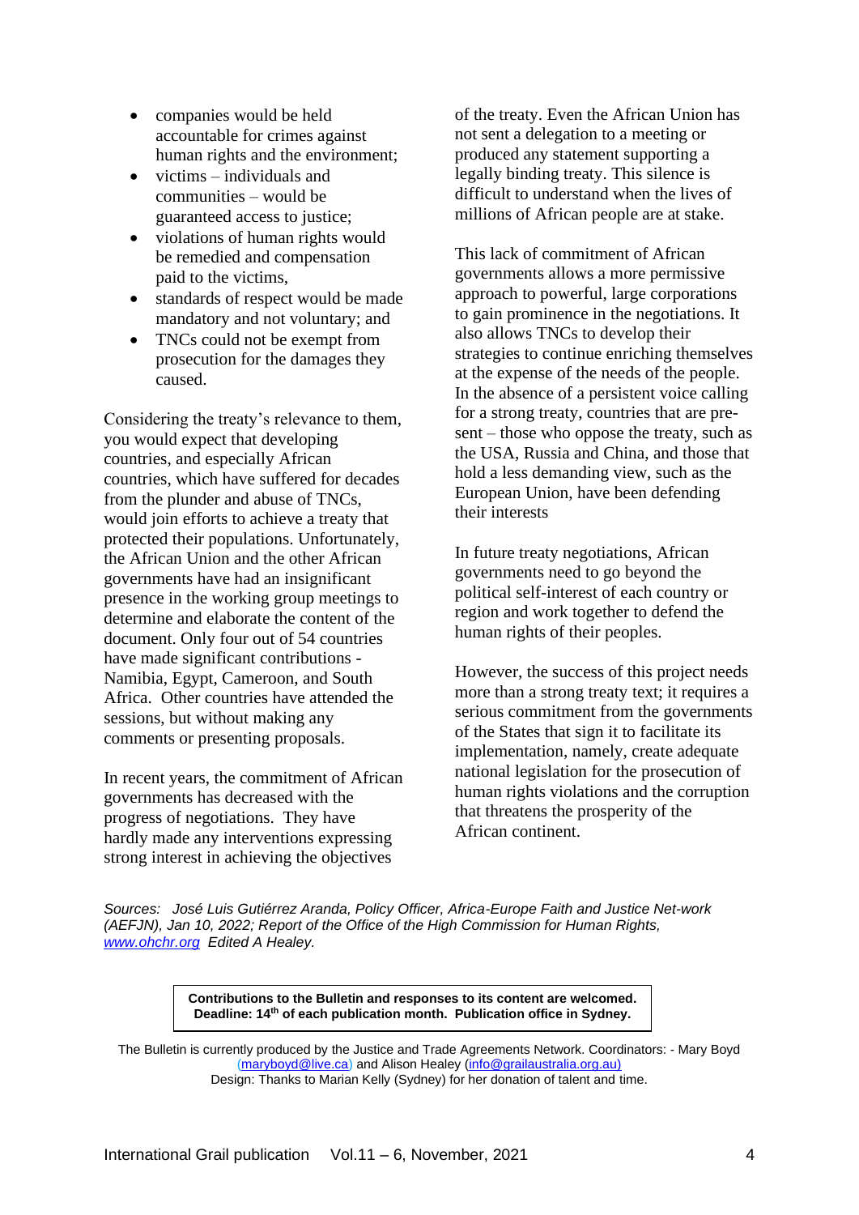- companies would be held accountable for crimes against human rights and the environment;
- victims – individuals and communities – would be guaranteed access to justice;
- violations of human rights would be remedied and compensation paid to the victims,
- standards of respect would be made mandatory and not voluntary; and
- TNCs could not be exempt from prosecution for the damages they caused.

Considering the treaty's relevance to them, you would expect that developing countries, and especially African countries, which have suffered for decades from the plunder and abuse of TNCs, would join efforts to achieve a treaty that protected their populations. Unfortunately, the African Union and the other African governments have had an insignificant presence in the working group meetings to determine and elaborate the content of the document. Only four out of 54 countries have made significant contributions - Namibia, Egypt, Cameroon, and South Africa. Other countries have attended the sessions, but without making any comments or presenting proposals.

In recent years, the commitment of African governments has decreased with the progress of negotiations. They have hardly made any interventions expressing strong interest in achieving the objectives of the treaty. Even the African Union has not sent a delegation to a meeting or produced any statement supporting a legally binding treaty. This silence is difficult to understand when the lives of millions of African people are at stake.

This lack of commitment of African governments allows a more permissive approach to powerful, large corporations to gain prominence in the negotiations. It also allows TNCs to develop their strategies to continue enriching themselves at the expense of the needs of the people. In the absence of a persistent voice calling for a strong treaty, countries that are present – those who oppose the treaty, such as the USA, Russia and China, and those that hold a less demanding view, such as the European Union, have been defending their interests

In future treaty negotiations, African governments need to go beyond the political self-interest of each country or region and work together to defend the human rights of their peoples.

However, the success of this project needs more than a strong treaty text; it requires a serious commitment from the governments of the States that sign it to facilitate its implementation, namely, create adequate national legislation for the prosecution of human rights violations and the corruption that threatens the prosperity of the African continent.

*Sources: José Luis Gutiérrez Aranda, Policy Officer, Africa-Europe Faith and Justice Net-work (AEFJN), Jan 10, 2022; Report of the Office of the High Commission for Human Rights, www.ohchr.org Edited A Healey.*

**Contributions to the Bulletin and responses to its content are welcomed. Deadline: 14th of each publication month. Publication office in Sydney.**

The Bulletin is currently produced by the Justice and Trade Agreements Network. Coordinators: - Mary Boyd (maryboyd@live.ca) and Alison Healey (info@grailaustralia.org.au)
Design: Thanks to Marian Kelly (Sydney) for her donation of talent and time.